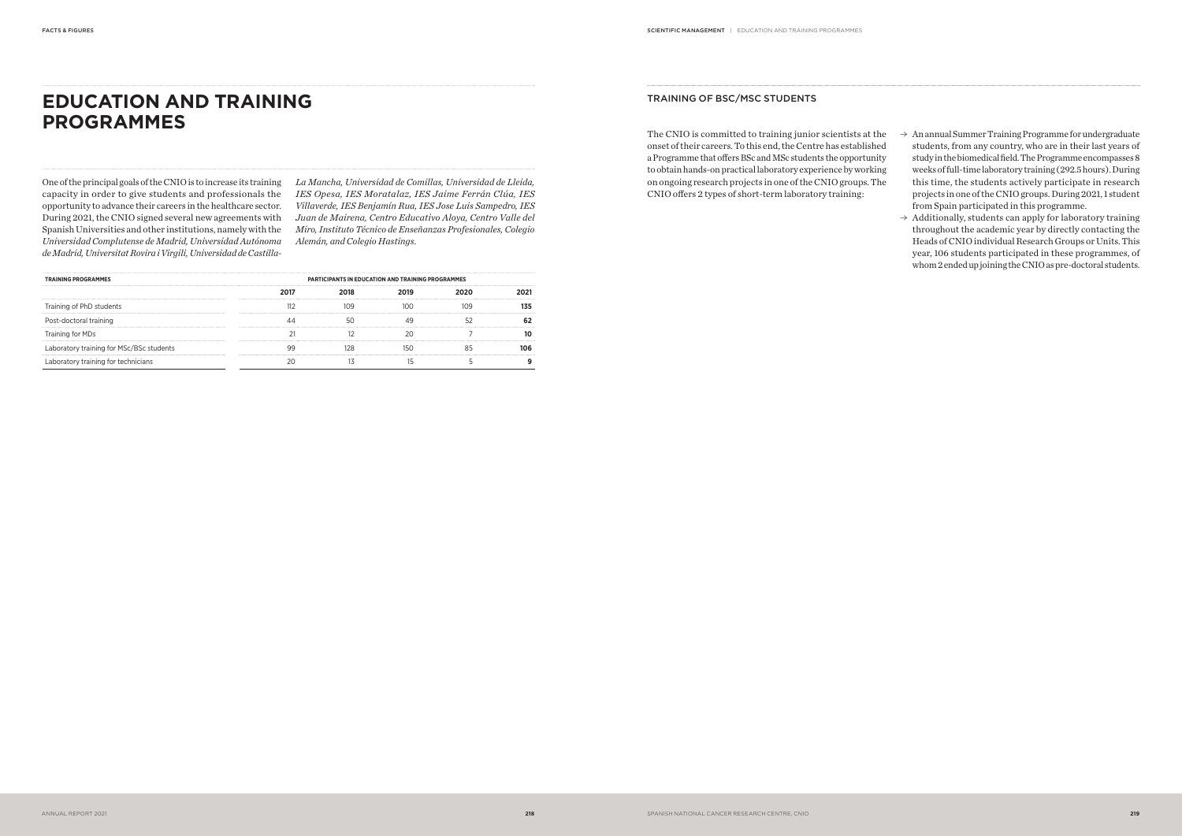# EDUCATION AND TRAINING PROGRAMMES

One of the principal goals of the CNIO is to increase its training capacity in order to give students and professionals the opportunity to advance their careers in the healthcare sector. During 2021, the CNIO signed several new agreements with Spanish Universities and other institutions, namely with the *Universidad Complutense de Madrid, Universidad Autónoma de Madrid, Universitat Rovira i Virgili, Universidad de Castilla-La Mancha, Universidad de Comillas, Universidad de Lleida, IES Opesa, IES Moratalaz, IES Jaime Ferrán Clúa, IES Villaverde, IES Benjamín Rua, IES Jose Luis Sampedro, IES Juan de Mairena, Centro Educativo Aloya, Centro Valle del Miro, Instituto Técnico de Enseñanzas Profesionales, Colegio Alemán, and Colegio Hastings.*

| TRAINING PROGRAMMES | PARTICIPANTS IN EDUCATION AND TRAINING PROGRAMMES | | | | |
|---|---|---|---|---|---|
| | 2017 | 2018 | 2019 | 2020 | 2021 |
| Training of PhD students | 112 | 109 | 100 | 109 | **135** |
| Post-doctoral training | 44 | 50 | 49 | 52 | **62** |
| Training for MDs | 21 | 12 | 20 | 7 | **10** |
| Laboratory training for MSc/BSc students | 99 | 128 | 150 | 85 | **106** |
| Laboratory training for technicians | 20 | 13 | 15 | 5 | **9** |

## TRAINING OF BSC/MSC STUDENTS

The CNIO is committed to training junior scientists at the onset of their careers. To this end, the Centre has established a Programme that offers BSc and MSc students the opportunity to obtain hands-on practical laboratory experience by working on ongoing research projects in one of the CNIO groups. The CNIO offers 2 types of short-term laboratory training:

- → An annual Summer Training Programme for undergraduate students, from any country, who are in their last years of study in the biomedical field. The Programme encompasses 8 weeks of full-time laboratory training (292.5 hours). During this time, the students actively participate in research projects in one of the CNIO groups. During 2021, 1 student from Spain participated in this programme.
- → Additionally, students can apply for laboratory training throughout the academic year by directly contacting the Heads of CNIO individual Research Groups or Units. This year, 106 students participated in these programmes, of whom 2 ended up joining the CNIO as pre-doctoral students.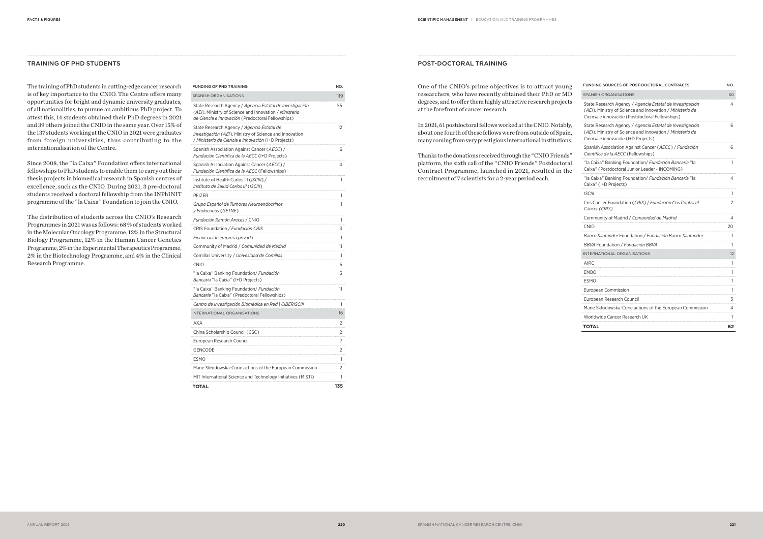## TRAINING OF PHD STUDENTS

The training of PhD students in cutting-edge cancer research is of key importance to the CNIO. The Centre offers many opportunities for bright and dynamic university graduates, of all nationalities, to pursue an ambitious PhD project. To attest this, 14 students obtained their PhD degrees in 2021 and 39 others joined the CNIO in the same year. Over 15% of the 137 students working at the CNIO in 2021 were graduates from foreign universities, thus contributing to the internationalisation of the Centre.

Since 2008, the "la Caixa" Foundation offers international fellowships to PhD students to enable them to carry out their thesis projects in biomedical research in Spanish centres of excellence, such as the CNIO. During 2021, 3 pre-doctoral students received a doctoral fellowship from the INPhINIT programme of the "la Caixa" Foundation to join the CNIO.

The distribution of students across the CNIO's Research Programmes in 2021 was as follows: 68% of students worked in the Molecular Oncology Programme, 12% in the Structural Biology Programme, 12% in the Human Cancer Genetics Programme, 2% in the Experimental Therapeutics Programme, 2% in the Biotechnology Programme, and 4% in the Clinical Research Programme.

| FUNDING OF PHD TRAINING | NO. |
|---|---|
| SPANISH ORGANISATIONS | 119 |
| State Research Agency / *Agencia Estatal de Investigación (AEI)*. Ministry of Science and Innovation / *Ministerio de Ciencia e Innovación* (Predoctoral Fellowships) | 55 |
| State Research Agency / *Agencia Estatal de Investigación* (*AEI*). Ministry of Science and Innovation / *Ministerio de Ciencia e Innovación* (I+D Projects) | 12 |
| Spanish Association Against Cancer (*AECC*) / *Fundación Científica de la AECC* (I+D Projects) | 6 |
| Spanish Association Against Cancer (*AECC*) / *Fundación Científica de la AECC* (Fellowships) | 4 |
| Institute of Health Carlos III (*ISCIII*) / *Instituto de Salud Carlos III* (*ISCIII*) | 1 |
| PFIZER | 1 |
| *Grupo Español de Tumores Neuroendocrinos y Endocrinos* (*GETNE*) | 1 |
| *Fundación Ramón Areces* / CNIO | 1 |
| CRIS Foundation / *Fundación CRIS* | 3 |
| *Financiación empresa privada* | 1 |
| Community of Madrid / *Comunidad de Madrid* | 11 |
| Comillas University / *Univesidad de Comillas* | 1 |
| CNIO | 5 |
| "la Caixa" Banking Foundation/ *Fundación Bancaria* "la Caixa" (I+D Projects) | 3 |
| "la Caixa" Banking Foundation/ *Fundación Bancaria* "la Caixa" (Predoctoral Fellowships) | 11 |
| *Centro de Investigación Biomédica en Red \| CIBERISCIII* | 1 |
| INTERNATIONAL ORGANISATIONS | 16 |
| AXA | 2 |
| China Scholarship Council (CSC) | 2 |
| European Research Council | 7 |
| GENCODE | 2 |
| ESMO | 1 |
| Marie Skłodowska-Curie actions of the European Commission | 2 |
| MIT International Science and Technology Initiatives (MISTI) | 1 |
| **TOTAL** | **135** |

## POST-DOCTORAL TRAINING

One of the CNIO's prime objectives is to attract young researchers, who have recently obtained their PhD or MD degrees, and to offer them highly attractive research projects at the forefront of cancer research.

In 2021, 61 postdoctoral fellows worked at the CNIO. Notably, about one fourth of these fellows were from outside of Spain, many coming from very prestigious international institutions.

Thanks to the donations received through the "CNIO Friends" platform, the sixth call of the "CNIO Friends" Postdoctoral Contract Programme, launched in 2021, resulted in the recruitment of 7 scientists for a 2-year period each.

| FUNDING SOURCES OF POST-DOCTORAL CONTRACTS | NO. |
|---|---|
| SPANISH ORGANISATIONS | 50 |
| State Research Agency / *Agencia Estatal de Investigación* (*AEI*). Ministry of Science and Innovation / *Ministerio de Ciencia e Innovación* (Postdoctoral Fellowships) | 4 |
| State Research Agency / *Agencia Estatal de Investigación* (*AEI*). Ministry of Science and Innovation / *Ministerio de Ciencia e Innovación* (I+D Projects) | 6 |
| Spanish Association Against Cancer (*AECC*) / *Fundación Científica de la AECC* (Fellowships) | 6 |
| "la Caixa" Banking Foundation/ *Fundación Bancaria* "la Caixa" (Postdoctoral Junior Leader - INCOMING) | 1 |
| "la Caixa" Banking Foundation/ *Fundación Bancaria* "la Caixa" (I+D Projects) | 4 |
| *ISCIII* | 1 |
| Cris Cancer Foundation (*CRIS*) / *Fundación Cris Contra el Cáncer (CRIS)* | 2 |
| Community of Madrid / *Comunidad de Madrid* | 4 |
| CNIO | 20 |
| *Banco Santander* Foundation / *Fundación Banco Santander* | 1 |
| *BBVA* Foundation / *Fundación BBVA* | 1 |
| INTERNATIONAL ORGANISATIONS | 12 |
| AIRC | 1 |
| EMBO | 1 |
| ESMO | 1 |
| European Commission | 1 |
| European Research Council | 3 |
| Marie Skłodowska-Curie actions of the European Commission | 4 |
| Worldwide Cancer Research UK | 1 |
| **TOTAL** | **62** |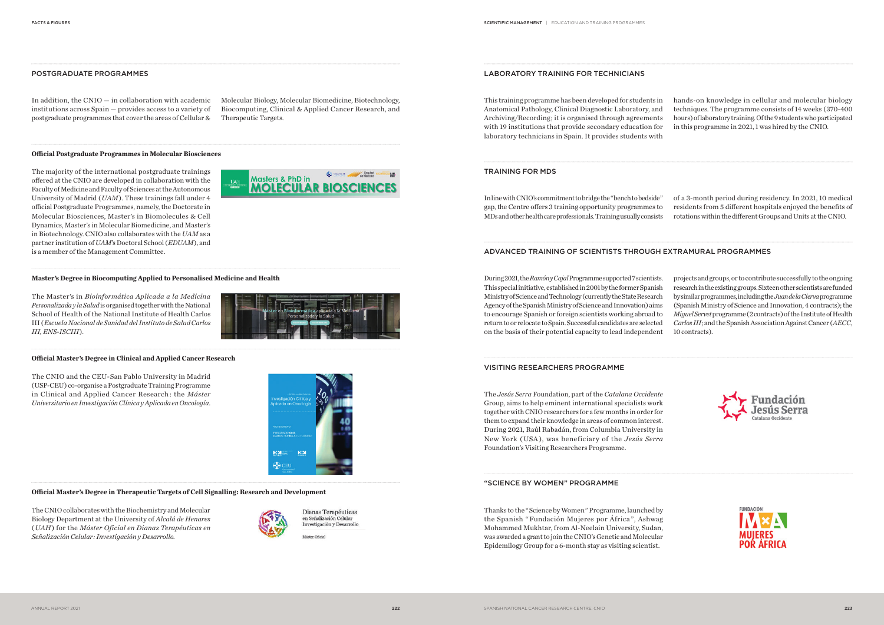## POSTGRADUATE PROGRAMMES

In addition, the CNIO — in collaboration with academic institutions across Spain — provides access to a variety of postgraduate programmes that cover the areas of Cellular & Molecular Biology, Molecular Biomedicine, Biotechnology, Biocomputing, Clinical & Applied Cancer Research, and Therapeutic Targets.

**Official Postgraduate Programmes in Molecular Biosciences**

The majority of the international postgraduate trainings offered at the CNIO are developed in collaboration with the Faculty of Medicine and Faculty of Sciences at the Autonomous University of Madrid (*UAM*). These trainings fall under 4 official Postgraduate Programmes, namely, the Doctorate in Molecular Biosciences, Master's in Biomolecules & Cell Dynamics, Master's in Molecular Biomedicine, and Master's in Biotechnology. CNIO also collaborates with the *UAM* as a partner institution of *UAM*'s Doctoral School (*EDUAM*), and is a member of the Management Committee.

**Master's Degree in Biocomputing Applied to Personalised Medicine and Health**

The Master's in *Bioinformática Aplicada a la Medicina Personalizada y la Salud* is organised together with the National School of Health of the National Institute of Health Carlos III (*Escuela Nacional de Sanidad del Instituto de Salud Carlos III, ENS-ISCIII*).

**Official Master's Degree in Clinical and Applied Cancer Research**

The CNIO and the CEU-San Pablo University in Madrid (USP-CEU) co-organise a Postgraduate Training Programme in Clinical and Applied Cancer Research: the *Máster Universitario en Investigación Clínica y Aplicada en Oncología*.

**Official Master's Degree in Therapeutic Targets of Cell Signalling: Research and Development**

The CNIO collaborates with the Biochemistry and Molecular Biology Department at the University of *Alcalá de Henares* (*UAH*) for the *Máster Oficial en Dianas Terapéuticas en Señalización Celular: Investigación y Desarrollo.*

## LABORATORY TRAINING FOR TECHNICIANS

This training programme has been developed for students in Anatomical Pathology, Clinical Diagnostic Laboratory, and Archiving/Recording; it is organised through agreements with 19 institutions that provide secondary education for laboratory technicians in Spain. It provides students with hands-on knowledge in cellular and molecular biology techniques. The programme consists of 14 weeks (370-400 hours) of laboratory training. Of the 9 students who participated in this programme in 2021, 1 was hired by the CNIO.

## TRAINING FOR MDS

In line with CNIO's commitment to bridge the "bench to bedside" gap, the Centre offers 3 training opportunity programmes to MDs and other health care professionals. Training usually consists of a 3-month period during residency. In 2021, 10 medical residents from 5 different hospitals enjoyed the benefits of rotations within the different Groups and Units at the CNIO.

## ADVANCED TRAINING OF SCIENTISTS THROUGH EXTRAMURAL PROGRAMMES

During 2021, the *Ramón y Cajal* Programme supported 7 scientists. This special initiative, established in 2001 by the former Spanish Ministry of Science and Technology (currently the State Research Agency of the Spanish Ministry of Science and Innovation) aims to encourage Spanish or foreign scientists working abroad to return to or relocate to Spain. Successful candidates are selected on the basis of their potential capacity to lead independent projects and groups, or to contribute successfully to the ongoing research in the existing groups. Sixteen other scientists are funded by similar programmes, including the *Juan de la Cierva* programme (Spanish Ministry of Science and Innovation, 4 contracts); the *Miguel Servet* programme (2 contracts) of the Institute of Health *Carlos III*; and the Spanish Association Against Cancer (*AECC*, 10 contracts).

## VISITING RESEARCHERS PROGRAMME

The *Jesús Serra* Foundation, part of the *Catalana Occidente* Group, aims to help eminent international specialists work together with CNIO researchers for a few months in order for them to expand their knowledge in areas of common interest. During 2021, Raúl Rabadán, from Columbia University in New York (USA), was beneficiary of the *Jesús Serra* Foundation's Visiting Researchers Programme.

## "SCIENCE BY WOMEN" PROGRAMME

Thanks to the "Science by Women" Programme, launched by the Spanish "Fundación Mujeres por África", Ashwag Mohammed Mukhtar, from Al-Neelain University, Sudan, was awarded a grant to join the CNIO's Genetic and Molecular Epidemilogy Group for a 6-month stay as visiting scientist.